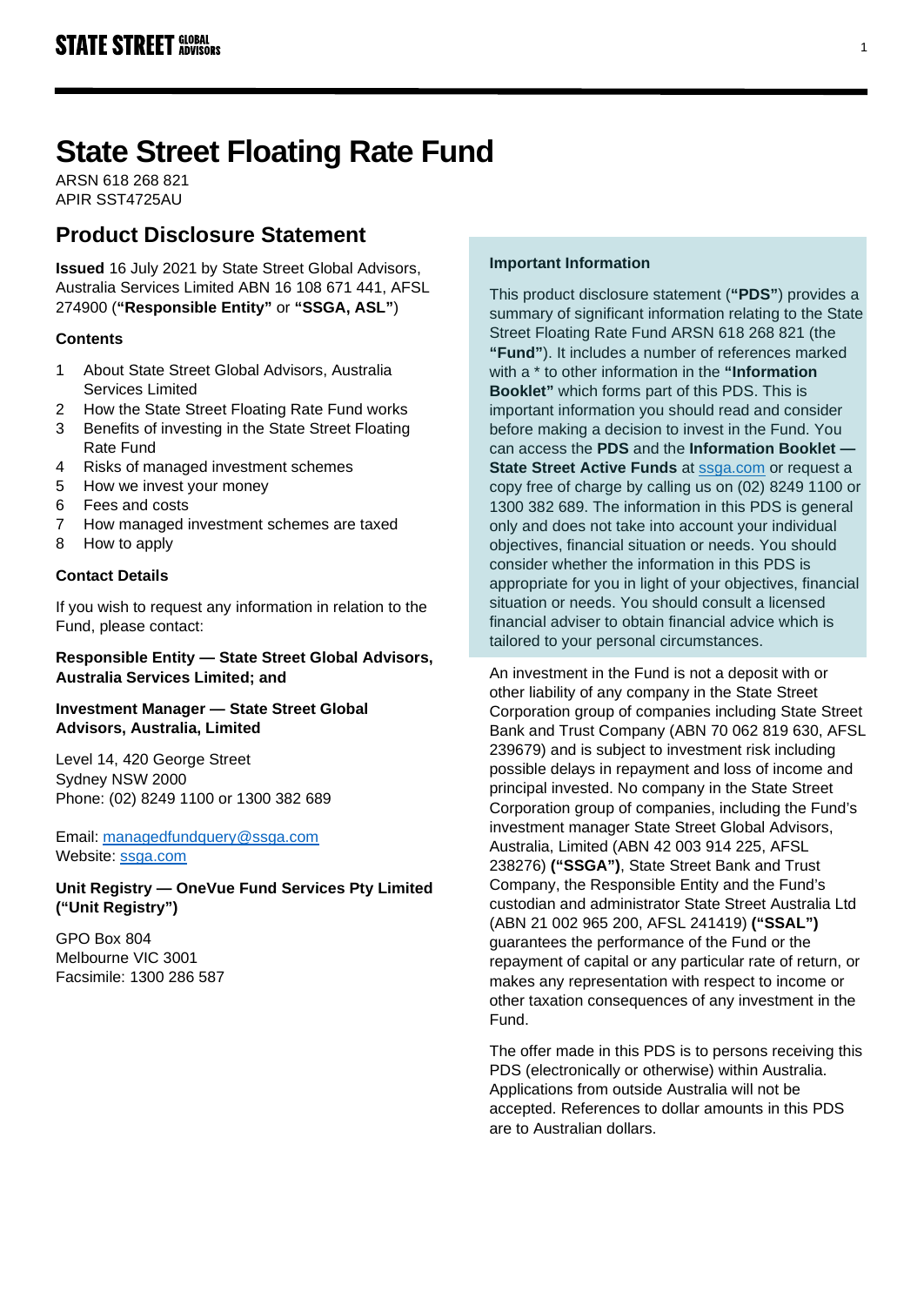# State Street Floating Rate Fund

ARSN 618 268 821
APIR SST4725AU

## Product Disclosure Statement

**Issued** 16 July 2021 by State Street Global Advisors, Australia Services Limited ABN 16 108 671 441, AFSL 274900 (**"Responsible Entity"** or **"SSGA, ASL"**)

### Contents

1. About State Street Global Advisors, Australia Services Limited
2. How the State Street Floating Rate Fund works
3. Benefits of investing in the State Street Floating Rate Fund
4. Risks of managed investment schemes
5. How we invest your money
6. Fees and costs
7. How managed investment schemes are taxed
8. How to apply

### Contact Details

If you wish to request any information in relation to the Fund, please contact:

**Responsible Entity — State Street Global Advisors, Australia Services Limited; and**

**Investment Manager — State Street Global Advisors, Australia, Limited**

Level 14, 420 George Street
Sydney NSW 2000
Phone: (02) 8249 1100 or 1300 382 689

Email: managedfundquery@ssga.com
Website: ssga.com

**Unit Registry — OneVue Fund Services Pty Limited ("Unit Registry")**

GPO Box 804
Melbourne VIC 3001
Facsimile: 1300 286 587

**Important Information**

This product disclosure statement (**"PDS"**) provides a summary of significant information relating to the State Street Floating Rate Fund ARSN 618 268 821 (the **"Fund"**). It includes a number of references marked with a * to other information in the **"Information Booklet"** which forms part of this PDS. This is important information you should read and consider before making a decision to invest in the Fund. You can access the **PDS** and the **Information Booklet — State Street Active Funds** at ssga.com or request a copy free of charge by calling us on (02) 8249 1100 or 1300 382 689. The information in this PDS is general only and does not take into account your individual objectives, financial situation or needs. You should consider whether the information in this PDS is appropriate for you in light of your objectives, financial situation or needs. You should consult a licensed financial adviser to obtain financial advice which is tailored to your personal circumstances.

An investment in the Fund is not a deposit with or other liability of any company in the State Street Corporation group of companies including State Street Bank and Trust Company (ABN 70 062 819 630, AFSL 239679) and is subject to investment risk including possible delays in repayment and loss of income and principal invested. No company in the State Street Corporation group of companies, including the Fund's investment manager State Street Global Advisors, Australia, Limited (ABN 42 003 914 225, AFSL 238276) **("SSGA")**, State Street Bank and Trust Company, the Responsible Entity and the Fund's custodian and administrator State Street Australia Ltd (ABN 21 002 965 200, AFSL 241419) **("SSAL")** guarantees the performance of the Fund or the repayment of capital or any particular rate of return, or makes any representation with respect to income or other taxation consequences of any investment in the Fund.

The offer made in this PDS is to persons receiving this PDS (electronically or otherwise) within Australia. Applications from outside Australia will not be accepted. References to dollar amounts in this PDS are to Australian dollars.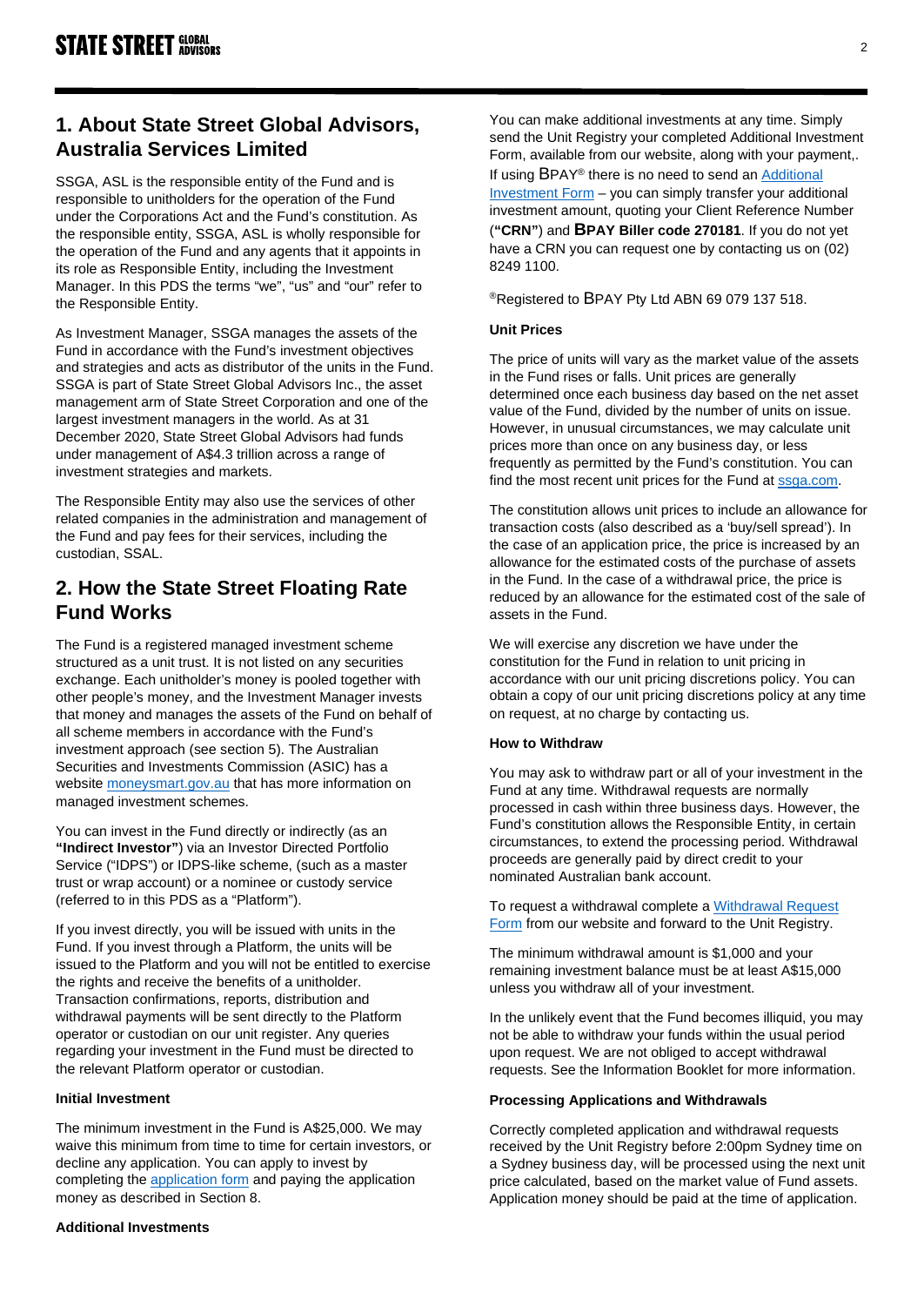## 1. About State Street Global Advisors, Australia Services Limited

SSGA, ASL is the responsible entity of the Fund and is responsible to unitholders for the operation of the Fund under the Corporations Act and the Fund's constitution. As the responsible entity, SSGA, ASL is wholly responsible for the operation of the Fund and any agents that it appoints in its role as Responsible Entity, including the Investment Manager. In this PDS the terms "we", "us" and "our" refer to the Responsible Entity.

As Investment Manager, SSGA manages the assets of the Fund in accordance with the Fund's investment objectives and strategies and acts as distributor of the units in the Fund. SSGA is part of State Street Global Advisors Inc., the asset management arm of State Street Corporation and one of the largest investment managers in the world. As at 31 December 2020, State Street Global Advisors had funds under management of A$4.3 trillion across a range of investment strategies and markets.

The Responsible Entity may also use the services of other related companies in the administration and management of the Fund and pay fees for their services, including the custodian, SSAL.

## 2. How the State Street Floating Rate Fund Works

The Fund is a registered managed investment scheme structured as a unit trust. It is not listed on any securities exchange. Each unitholder's money is pooled together with other people's money, and the Investment Manager invests that money and manages the assets of the Fund on behalf of all scheme members in accordance with the Fund's investment approach (see section 5). The Australian Securities and Investments Commission (ASIC) has a website moneysmart.gov.au that has more information on managed investment schemes.

You can invest in the Fund directly or indirectly (as an **"Indirect Investor"**) via an Investor Directed Portfolio Service ("IDPS") or IDPS-like scheme, (such as a master trust or wrap account) or a nominee or custody service (referred to in this PDS as a "Platform").

If you invest directly, you will be issued with units in the Fund. If you invest through a Platform, the units will be issued to the Platform and you will not be entitled to exercise the rights and receive the benefits of a unitholder. Transaction confirmations, reports, distribution and withdrawal payments will be sent directly to the Platform operator or custodian on our unit register. Any queries regarding your investment in the Fund must be directed to the relevant Platform operator or custodian.

**Initial Investment**

The minimum investment in the Fund is A$25,000. We may waive this minimum from time to time for certain investors, or decline any application. You can apply to invest by completing the application form and paying the application money as described in Section 8.

**Additional Investments**

You can make additional investments at any time. Simply send the Unit Registry your completed Additional Investment Form, available from our website, along with your payment,. If using BPAY® there is no need to send an Additional Investment Form – you can simply transfer your additional investment amount, quoting your Client Reference Number (**"CRN"**) and **BPAY Biller code 270181**. If you do not yet have a CRN you can request one by contacting us on (02) 8249 1100.

®Registered to BPAY Pty Ltd ABN 69 079 137 518.

**Unit Prices**

The price of units will vary as the market value of the assets in the Fund rises or falls. Unit prices are generally determined once each business day based on the net asset value of the Fund, divided by the number of units on issue. However, in unusual circumstances, we may calculate unit prices more than once on any business day, or less frequently as permitted by the Fund's constitution. You can find the most recent unit prices for the Fund at ssga.com.

The constitution allows unit prices to include an allowance for transaction costs (also described as a 'buy/sell spread'). In the case of an application price, the price is increased by an allowance for the estimated costs of the purchase of assets in the Fund. In the case of a withdrawal price, the price is reduced by an allowance for the estimated cost of the sale of assets in the Fund.

We will exercise any discretion we have under the constitution for the Fund in relation to unit pricing in accordance with our unit pricing discretions policy. You can obtain a copy of our unit pricing discretions policy at any time on request, at no charge by contacting us.

**How to Withdraw**

You may ask to withdraw part or all of your investment in the Fund at any time. Withdrawal requests are normally processed in cash within three business days. However, the Fund's constitution allows the Responsible Entity, in certain circumstances, to extend the processing period. Withdrawal proceeds are generally paid by direct credit to your nominated Australian bank account.

To request a withdrawal complete a Withdrawal Request Form from our website and forward to the Unit Registry.

The minimum withdrawal amount is $1,000 and your remaining investment balance must be at least A$15,000 unless you withdraw all of your investment.

In the unlikely event that the Fund becomes illiquid, you may not be able to withdraw your funds within the usual period upon request. We are not obliged to accept withdrawal requests. See the Information Booklet for more information.

**Processing Applications and Withdrawals**

Correctly completed application and withdrawal requests received by the Unit Registry before 2:00pm Sydney time on a Sydney business day, will be processed using the next unit price calculated, based on the market value of Fund assets. Application money should be paid at the time of application.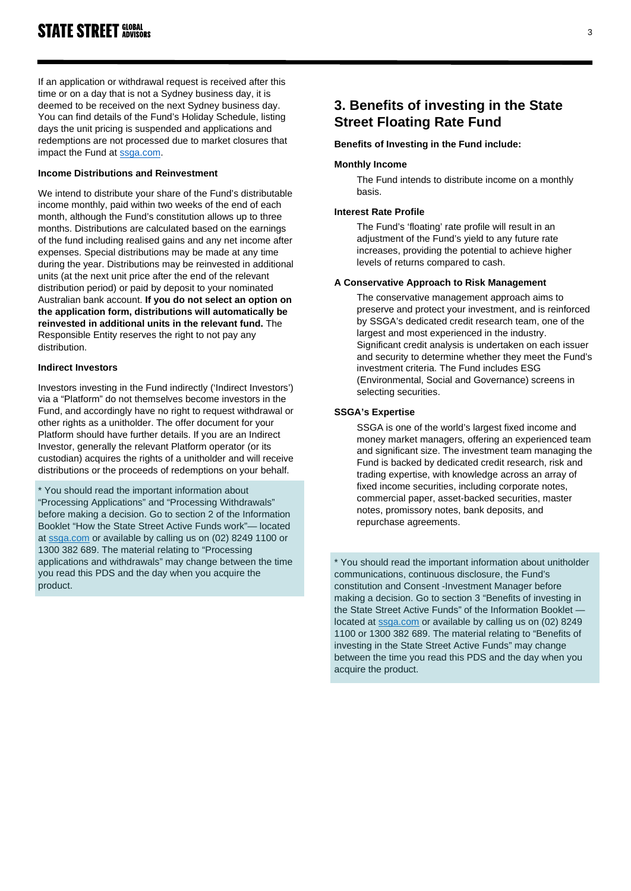If an application or withdrawal request is received after this time or on a day that is not a Sydney business day, it is deemed to be received on the next Sydney business day. You can find details of the Fund's Holiday Schedule, listing days the unit pricing is suspended and applications and redemptions are not processed due to market closures that impact the Fund at [ssga.com](https://ssga.com).

**Income Distributions and Reinvestment**

We intend to distribute your share of the Fund's distributable income monthly, paid within two weeks of the end of each month, although the Fund's constitution allows up to three months. Distributions are calculated based on the earnings of the fund including realised gains and any net income after expenses. Special distributions may be made at any time during the year. Distributions may be reinvested in additional units (at the next unit price after the end of the relevant distribution period) or paid by deposit to your nominated Australian bank account. **If you do not select an option on the application form, distributions will automatically be reinvested in additional units in the relevant fund.** The Responsible Entity reserves the right to not pay any distribution.

**Indirect Investors**

Investors investing in the Fund indirectly ('Indirect Investors') via a "Platform" do not themselves become investors in the Fund, and accordingly have no right to request withdrawal or other rights as a unitholder. The offer document for your Platform should have further details. If you are an Indirect Investor, generally the relevant Platform operator (or its custodian) acquires the rights of a unitholder and will receive distributions or the proceeds of redemptions on your behalf.

> * You should read the important information about "Processing Applications" and "Processing Withdrawals" before making a decision. Go to section 2 of the Information Booklet "How the State Street Active Funds work"— located at [ssga.com](https://ssga.com) or available by calling us on (02) 8249 1100 or 1300 382 689. The material relating to "Processing applications and withdrawals" may change between the time you read this PDS and the day when you acquire the product.

## 3. Benefits of investing in the State Street Floating Rate Fund

**Benefits of Investing in the Fund include:**

**Monthly Income**

The Fund intends to distribute income on a monthly basis.

**Interest Rate Profile**

The Fund's 'floating' rate profile will result in an adjustment of the Fund's yield to any future rate increases, providing the potential to achieve higher levels of returns compared to cash.

**A Conservative Approach to Risk Management**

The conservative management approach aims to preserve and protect your investment, and is reinforced by SSGA's dedicated credit research team, one of the largest and most experienced in the industry. Significant credit analysis is undertaken on each issuer and security to determine whether they meet the Fund's investment criteria. The Fund includes ESG (Environmental, Social and Governance) screens in selecting securities.

**SSGA's Expertise**

SSGA is one of the world's largest fixed income and money market managers, offering an experienced team and significant size. The investment team managing the Fund is backed by dedicated credit research, risk and trading expertise, with knowledge across an array of fixed income securities, including corporate notes, commercial paper, asset-backed securities, master notes, promissory notes, bank deposits, and repurchase agreements.

> * You should read the important information about unitholder communications, continuous disclosure, the Fund's constitution and Consent -Investment Manager before making a decision. Go to section 3 "Benefits of investing in the State Street Active Funds" of the Information Booklet — located at [ssga.com](https://ssga.com) or available by calling us on (02) 8249 1100 or 1300 382 689. The material relating to "Benefits of investing in the State Street Active Funds" may change between the time you read this PDS and the day when you acquire the product.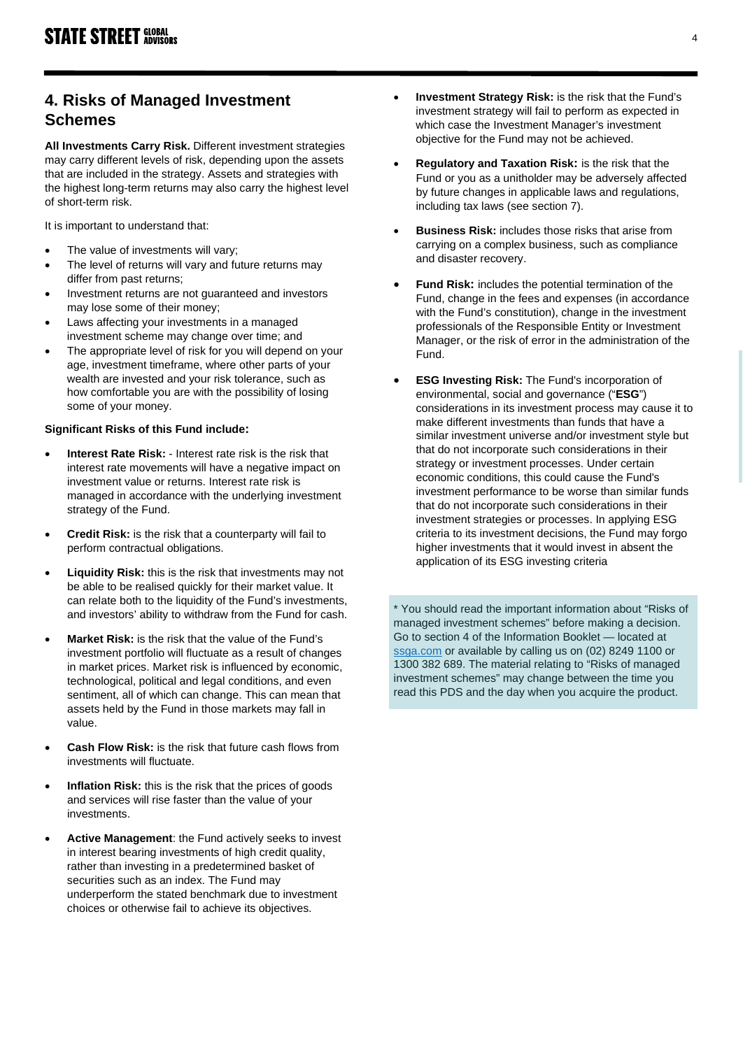## 4. Risks of Managed Investment Schemes

**All Investments Carry Risk.** Different investment strategies may carry different levels of risk, depending upon the assets that are included in the strategy. Assets and strategies with the highest long-term returns may also carry the highest level of short-term risk.

It is important to understand that:

- The value of investments will vary;
- The level of returns will vary and future returns may differ from past returns;
- Investment returns are not guaranteed and investors may lose some of their money;
- Laws affecting your investments in a managed investment scheme may change over time; and
- The appropriate level of risk for you will depend on your age, investment timeframe, where other parts of your wealth are invested and your risk tolerance, such as how comfortable you are with the possibility of losing some of your money.

**Significant Risks of this Fund include:**

- **Interest Rate Risk:** - Interest rate risk is the risk that interest rate movements will have a negative impact on investment value or returns. Interest rate risk is managed in accordance with the underlying investment strategy of the Fund.
- **Credit Risk:** is the risk that a counterparty will fail to perform contractual obligations.
- **Liquidity Risk:** this is the risk that investments may not be able to be realised quickly for their market value. It can relate both to the liquidity of the Fund's investments, and investors' ability to withdraw from the Fund for cash.
- **Market Risk:** is the risk that the value of the Fund's investment portfolio will fluctuate as a result of changes in market prices. Market risk is influenced by economic, technological, political and legal conditions, and even sentiment, all of which can change. This can mean that assets held by the Fund in those markets may fall in value.
- **Cash Flow Risk:** is the risk that future cash flows from investments will fluctuate.
- **Inflation Risk:** this is the risk that the prices of goods and services will rise faster than the value of your investments.
- **Active Management**: the Fund actively seeks to invest in interest bearing investments of high credit quality, rather than investing in a predetermined basket of securities such as an index. The Fund may underperform the stated benchmark due to investment choices or otherwise fail to achieve its objectives.
- **Investment Strategy Risk:** is the risk that the Fund's investment strategy will fail to perform as expected in which case the Investment Manager's investment objective for the Fund may not be achieved.
- **Regulatory and Taxation Risk:** is the risk that the Fund or you as a unitholder may be adversely affected by future changes in applicable laws and regulations, including tax laws (see section 7).
- **Business Risk:** includes those risks that arise from carrying on a complex business, such as compliance and disaster recovery.
- **Fund Risk:** includes the potential termination of the Fund, change in the fees and expenses (in accordance with the Fund's constitution), change in the investment professionals of the Responsible Entity or Investment Manager, or the risk of error in the administration of the Fund.
- **ESG Investing Risk:** The Fund's incorporation of environmental, social and governance ("**ESG**") considerations in its investment process may cause it to make different investments than funds that have a similar investment universe and/or investment style but that do not incorporate such considerations in their strategy or investment processes. Under certain economic conditions, this could cause the Fund's investment performance to be worse than similar funds that do not incorporate such considerations in their investment strategies or processes. In applying ESG criteria to its investment decisions, the Fund may forgo higher investments that it would invest in absent the application of its ESG investing criteria

* You should read the important information about "Risks of managed investment schemes" before making a decision. Go to section 4 of the Information Booklet — located at [ssga.com](ssga.com) or available by calling us on (02) 8249 1100 or 1300 382 689. The material relating to "Risks of managed investment schemes" may change between the time you read this PDS and the day when you acquire the product.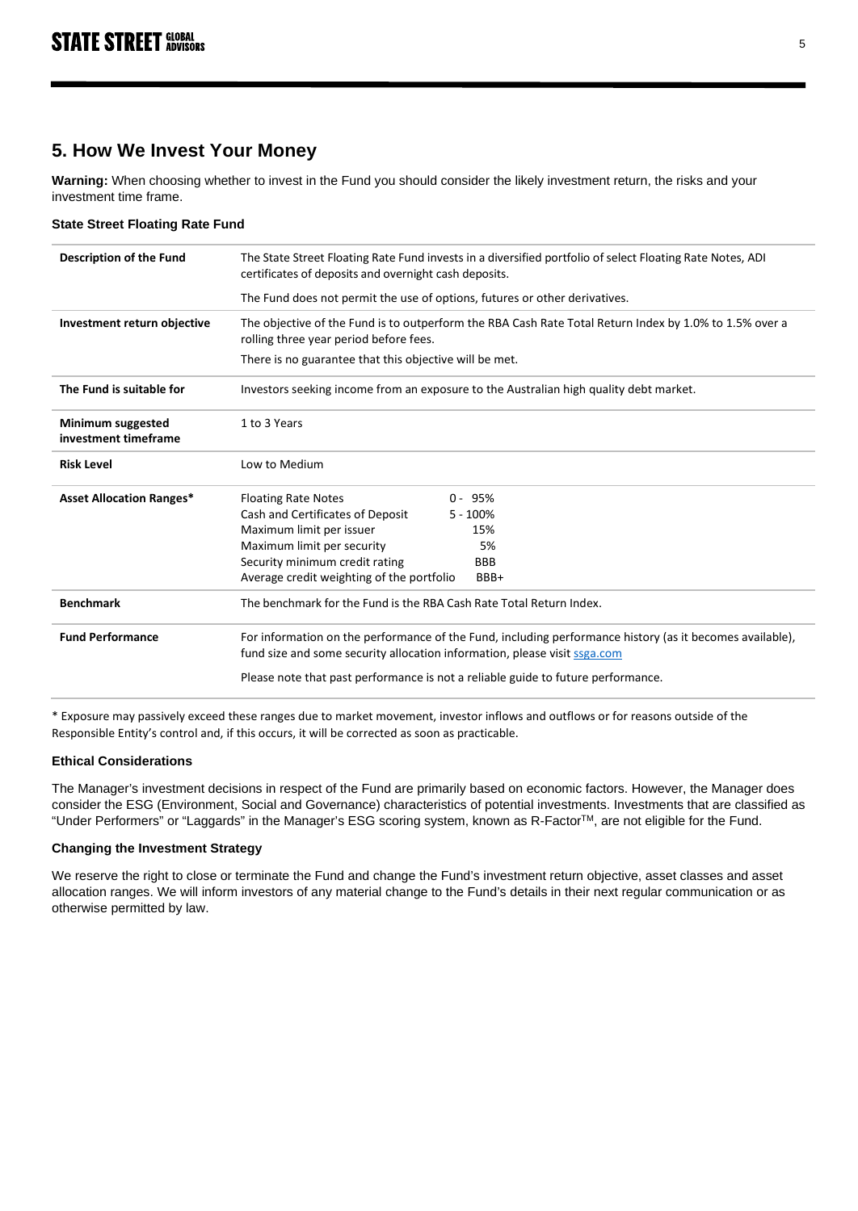## 5. How We Invest Your Money

**Warning:** When choosing whether to invest in the Fund you should consider the likely investment return, the risks and your investment time frame.

### State Street Floating Rate Fund

| | |
|---|---|
| **Description of the Fund** | The State Street Floating Rate Fund invests in a diversified portfolio of select Floating Rate Notes, ADI certificates of deposits and overnight cash deposits.<br><br>The Fund does not permit the use of options, futures or other derivatives. |
| **Investment return objective** | The objective of the Fund is to outperform the RBA Cash Rate Total Return Index by 1.0% to 1.5% over a rolling three year period before fees.<br><br>There is no guarantee that this objective will be met. |
| **The Fund is suitable for** | Investors seeking income from an exposure to the Australian high quality debt market. |
| **Minimum suggested investment timeframe** | 1 to 3 Years |
| **Risk Level** | Low to Medium |
| **Asset Allocation Ranges*** | Floating Rate Notes 0 - 95%<br>Cash and Certificates of Deposit 5 - 100%<br>Maximum limit per issuer 15%<br>Maximum limit per security 5%<br>Security minimum credit rating BBB<br>Average credit weighting of the portfolio BBB+ |
| **Benchmark** | The benchmark for the Fund is the RBA Cash Rate Total Return Index. |
| **Fund Performance** | For information on the performance of the Fund, including performance history (as it becomes available), fund size and some security allocation information, please visit ssga.com<br><br>Please note that past performance is not a reliable guide to future performance. |

* Exposure may passively exceed these ranges due to market movement, investor inflows and outflows or for reasons outside of the Responsible Entity's control and, if this occurs, it will be corrected as soon as practicable.

### Ethical Considerations

The Manager's investment decisions in respect of the Fund are primarily based on economic factors. However, the Manager does consider the ESG (Environment, Social and Governance) characteristics of potential investments. Investments that are classified as "Under Performers" or "Laggards" in the Manager's ESG scoring system, known as R-Factor™, are not eligible for the Fund.

### Changing the Investment Strategy

We reserve the right to close or terminate the Fund and change the Fund's investment return objective, asset classes and asset allocation ranges. We will inform investors of any material change to the Fund's details in their next regular communication or as otherwise permitted by law.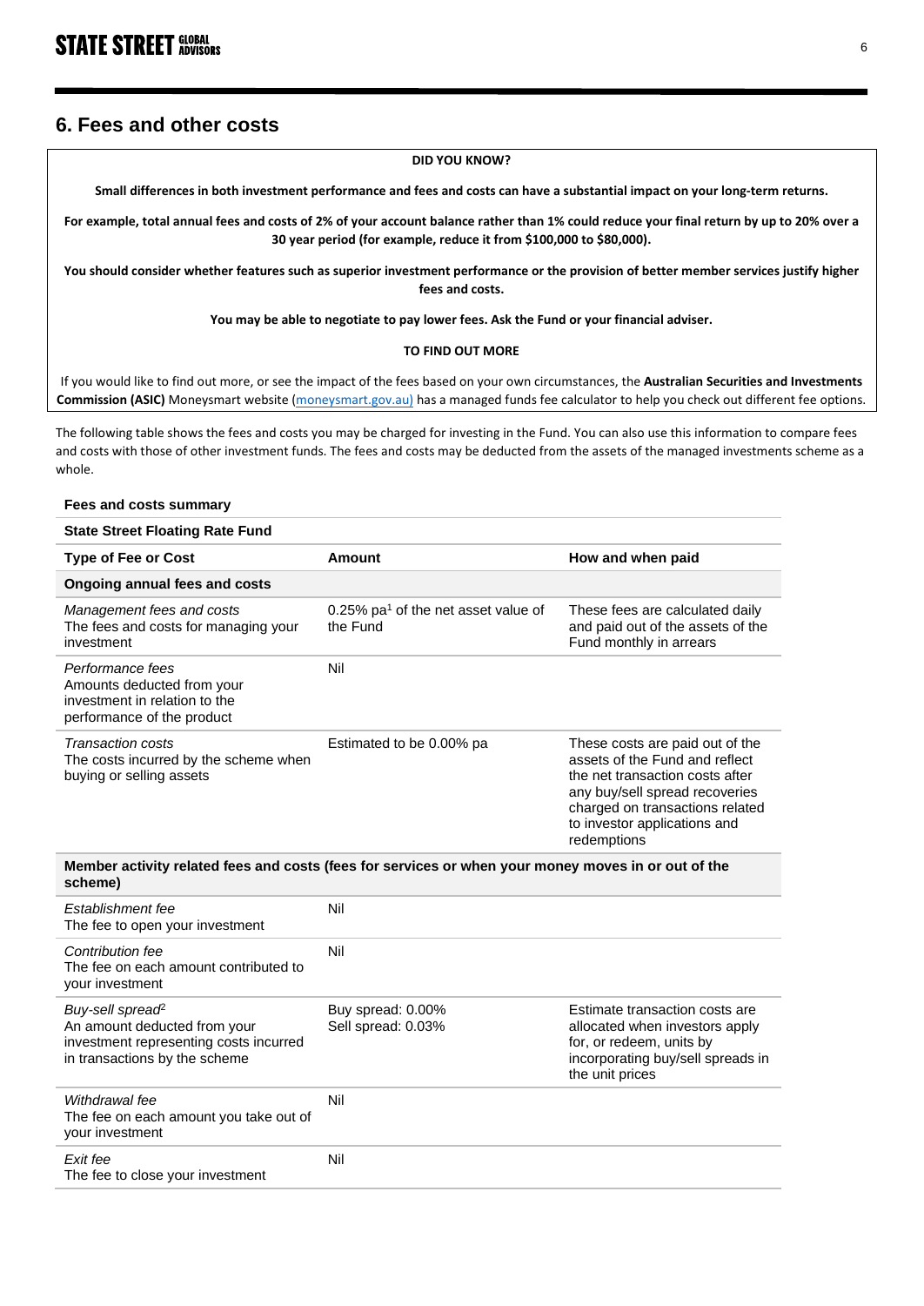## 6. Fees and other costs

**DID YOU KNOW?**

**Small differences in both investment performance and fees and costs can have a substantial impact on your long-term returns.**

**For example, total annual fees and costs of 2% of your account balance rather than 1% could reduce your final return by up to 20% over a 30 year period (for example, reduce it from $100,000 to $80,000).**

**You should consider whether features such as superior investment performance or the provision of better member services justify higher fees and costs.**

**You may be able to negotiate to pay lower fees. Ask the Fund or your financial adviser.**

**TO FIND OUT MORE**

If you would like to find out more, or see the impact of the fees based on your own circumstances, the **Australian Securities and Investments Commission (ASIC)** Moneysmart website (moneysmart.gov.au) has a managed funds fee calculator to help you check out different fee options.

The following table shows the fees and costs you may be charged for investing in the Fund. You can also use this information to compare fees and costs with those of other investment funds. The fees and costs may be deducted from the assets of the managed investments scheme as a whole.

**Fees and costs summary**

| **State Street Floating Rate Fund** | | |
|---|---|---|
| **Type of Fee or Cost** | **Amount** | **How and when paid** |
| **Ongoing annual fees and costs** | | |
| *Management fees and costs* The fees and costs for managing your investment | 0.25% pa[1] of the net asset value of the Fund | These fees are calculated daily and paid out of the assets of the Fund monthly in arrears |
| *Performance fees* Amounts deducted from your investment in relation to the performance of the product | Nil | |
| *Transaction costs* The costs incurred by the scheme when buying or selling assets | Estimated to be 0.00% pa | These costs are paid out of the assets of the Fund and reflect the net transaction costs after any buy/sell spread recoveries charged on transactions related to investor applications and redemptions |
| **Member activity related fees and costs (fees for services or when your money moves in or out of the scheme)** | | |
| *Establishment fee* The fee to open your investment | Nil | |
| *Contribution fee* The fee on each amount contributed to your investment | Nil | |
| *Buy-sell spread*[2] An amount deducted from your investment representing costs incurred in transactions by the scheme | Buy spread: 0.00% Sell spread: 0.03% | Estimate transaction costs are allocated when investors apply for, or redeem, units by incorporating buy/sell spreads in the unit prices |
| *Withdrawal fee* The fee on each amount you take out of your investment | Nil | |
| *Exit fee* The fee to close your investment | Nil | |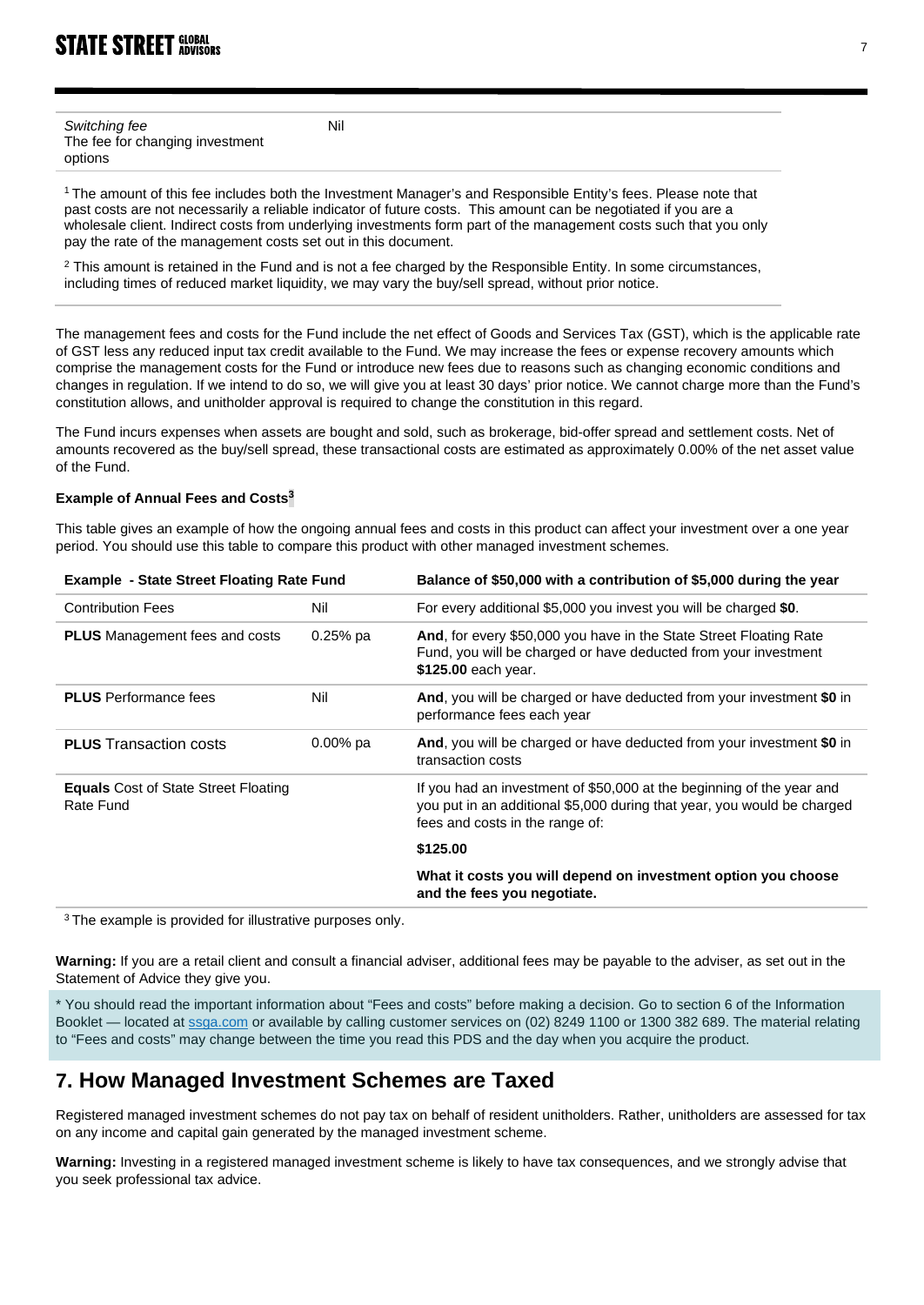| | |
|---|---|
| *Switching fee*<br>The fee for changing investment options | Nil |

[1] The amount of this fee includes both the Investment Manager's and Responsible Entity's fees. Please note that past costs are not necessarily a reliable indicator of future costs. This amount can be negotiated if you are a wholesale client. Indirect costs from underlying investments form part of the management costs such that you only pay the rate of the management costs set out in this document.

[2] This amount is retained in the Fund and is not a fee charged by the Responsible Entity. In some circumstances, including times of reduced market liquidity, we may vary the buy/sell spread, without prior notice.

The management fees and costs for the Fund include the net effect of Goods and Services Tax (GST), which is the applicable rate of GST less any reduced input tax credit available to the Fund. We may increase the fees or expense recovery amounts which comprise the management costs for the Fund or introduce new fees due to reasons such as changing economic conditions and changes in regulation. If we intend to do so, we will give you at least 30 days' prior notice. We cannot charge more than the Fund's constitution allows, and unitholder approval is required to change the constitution in this regard.

The Fund incurs expenses when assets are bought and sold, such as brokerage, bid-offer spread and settlement costs. Net of amounts recovered as the buy/sell spread, these transactional costs are estimated as approximately 0.00% of the net asset value of the Fund.

**Example of Annual Fees and Costs[3]**

This table gives an example of how the ongoing annual fees and costs in this product can affect your investment over a one year period. You should use this table to compare this product with other managed investment schemes.

| **Example - State Street Floating Rate Fund** | | **Balance of $50,000 with a contribution of $5,000 during the year** |
|---|---|---|
| Contribution Fees | Nil | For every additional $5,000 you invest you will be charged **$0**. |
| **PLUS** Management fees and costs | 0.25% pa | **And**, for every $50,000 you have in the State Street Floating Rate Fund, you will be charged or have deducted from your investment **$125.00** each year. |
| **PLUS** Performance fees | Nil | **And**, you will be charged or have deducted from your investment **$0** in performance fees each year |
| **PLUS** Transaction costs | 0.00% pa | **And**, you will be charged or have deducted from your investment **$0** in transaction costs |
| **Equals** Cost of State Street Floating Rate Fund | | If you had an investment of $50,000 at the beginning of the year and you put in an additional $5,000 during that year, you would be charged fees and costs in the range of:<br>**$125.00**<br>**What it costs you will depend on investment option you choose and the fees you negotiate.** |

[3] The example is provided for illustrative purposes only.

**Warning:** If you are a retail client and consult a financial adviser, additional fees may be payable to the adviser, as set out in the Statement of Advice they give you.

* You should read the important information about "Fees and costs" before making a decision. Go to section 6 of the Information Booklet — located at ssga.com or available by calling customer services on (02) 8249 1100 or 1300 382 689. The material relating to "Fees and costs" may change between the time you read this PDS and the day when you acquire the product.

## 7. How Managed Investment Schemes are Taxed

Registered managed investment schemes do not pay tax on behalf of resident unitholders. Rather, unitholders are assessed for tax on any income and capital gain generated by the managed investment scheme.

**Warning:** Investing in a registered managed investment scheme is likely to have tax consequences, and we strongly advise that you seek professional tax advice.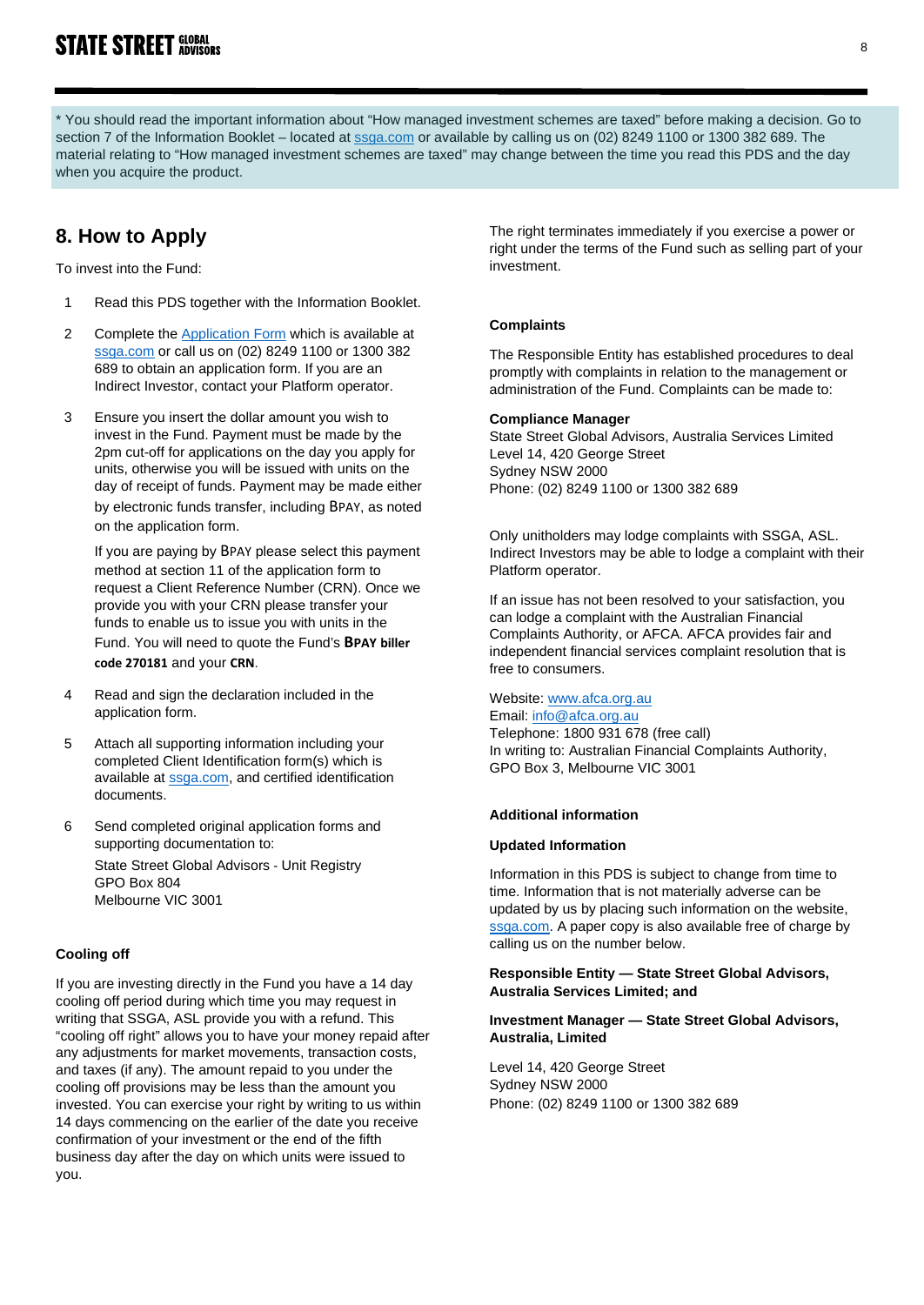* You should read the important information about "How managed investment schemes are taxed" before making a decision. Go to section 7 of the Information Booklet – located at [ssga.com](ssga.com) or available by calling us on (02) 8249 1100 or 1300 382 689. The material relating to "How managed investment schemes are taxed" may change between the time you read this PDS and the day when you acquire the product.

## 8. How to Apply

To invest into the Fund:

1. Read this PDS together with the Information Booklet.
2. Complete the [Application Form](Application Form) which is available at [ssga.com](ssga.com) or call us on (02) 8249 1100 or 1300 382 689 to obtain an application form. If you are an Indirect Investor, contact your Platform operator.
3. Ensure you insert the dollar amount you wish to invest in the Fund. Payment must be made by the 2pm cut-off for applications on the day you apply for units, otherwise you will be issued with units on the day of receipt of funds. Payment may be made either by electronic funds transfer, including BPAY, as noted on the application form.

   If you are paying by BPAY please select this payment method at section 11 of the application form to request a Client Reference Number (CRN). Once we provide you with your CRN please transfer your funds to enable us to issue you with units in the Fund. You will need to quote the Fund's **BPAY biller code 270181** and your **CRN**.
4. Read and sign the declaration included in the application form.
5. Attach all supporting information including your completed Client Identification form(s) which is available at [ssga.com](ssga.com), and certified identification documents.
6. Send completed original application forms and supporting documentation to:

   State Street Global Advisors - Unit Registry
   GPO Box 804
   Melbourne VIC 3001

### Cooling off

If you are investing directly in the Fund you have a 14 day cooling off period during which time you may request in writing that SSGA, ASL provide you with a refund. This "cooling off right" allows you to have your money repaid after any adjustments for market movements, transaction costs, and taxes (if any). The amount repaid to you under the cooling off provisions may be less than the amount you invested. You can exercise your right by writing to us within 14 days commencing on the earlier of the date you receive confirmation of your investment or the end of the fifth business day after the day on which units were issued to you.

The right terminates immediately if you exercise a power or right under the terms of the Fund such as selling part of your investment.

### Complaints

The Responsible Entity has established procedures to deal promptly with complaints in relation to the management or administration of the Fund. Complaints can be made to:

**Compliance Manager**
State Street Global Advisors, Australia Services Limited
Level 14, 420 George Street
Sydney NSW 2000
Phone: (02) 8249 1100 or 1300 382 689

Only unitholders may lodge complaints with SSGA, ASL. Indirect Investors may be able to lodge a complaint with their Platform operator.

If an issue has not been resolved to your satisfaction, you can lodge a complaint with the Australian Financial Complaints Authority, or AFCA. AFCA provides fair and independent financial services complaint resolution that is free to consumers.

Website: [www.afca.org.au](www.afca.org.au)
Email: [info@afca.org.au](mailto:info@afca.org.au)
Telephone: 1800 931 678 (free call)
In writing to: Australian Financial Complaints Authority, GPO Box 3, Melbourne VIC 3001

### Additional information

#### Updated Information

Information in this PDS is subject to change from time to time. Information that is not materially adverse can be updated by us by placing such information on the website, [ssga.com](ssga.com). A paper copy is also available free of charge by calling us on the number below.

**Responsible Entity — State Street Global Advisors, Australia Services Limited; and**

**Investment Manager — State Street Global Advisors, Australia, Limited**

Level 14, 420 George Street
Sydney NSW 2000
Phone: (02) 8249 1100 or 1300 382 689